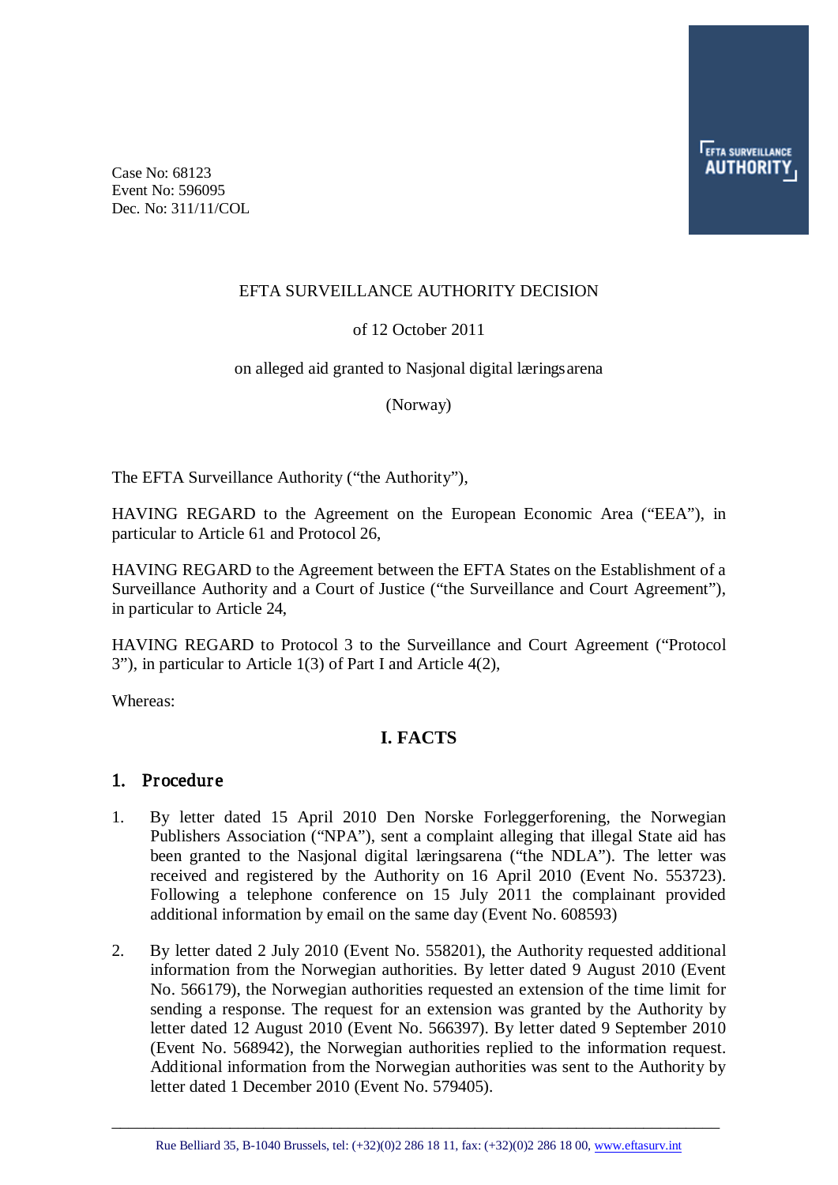Case No: 68123
Event No: 596095
Dec. No: 311/11/COL

EFTA SURVEILLANCE AUTHORITY DECISION

of 12 October 2011

on alleged aid granted to Nasjonal digital læringsarena

(Norway)

The EFTA Surveillance Authority ("the Authority"),

HAVING REGARD to the Agreement on the European Economic Area ("EEA"), in particular to Article 61 and Protocol 26,

HAVING REGARD to the Agreement between the EFTA States on the Establishment of a Surveillance Authority and a Court of Justice ("the Surveillance and Court Agreement"), in particular to Article 24,

HAVING REGARD to Protocol 3 to the Surveillance and Court Agreement ("Protocol 3"), in particular to Article 1(3) of Part I and Article 4(2),

Whereas:

## I. FACTS

### 1. Procedure

1. By letter dated 15 April 2010 Den Norske Forleggerforening, the Norwegian Publishers Association ("NPA"), sent a complaint alleging that illegal State aid has been granted to the Nasjonal digital læringsarena ("the NDLA"). The letter was received and registered by the Authority on 16 April 2010 (Event No. 553723). Following a telephone conference on 15 July 2011 the complainant provided additional information by email on the same day (Event No. 608593)

2. By letter dated 2 July 2010 (Event No. 558201), the Authority requested additional information from the Norwegian authorities. By letter dated 9 August 2010 (Event No. 566179), the Norwegian authorities requested an extension of the time limit for sending a response. The request for an extension was granted by the Authority by letter dated 12 August 2010 (Event No. 566397). By letter dated 9 September 2010 (Event No. 568942), the Norwegian authorities replied to the information request. Additional information from the Norwegian authorities was sent to the Authority by letter dated 1 December 2010 (Event No. 579405).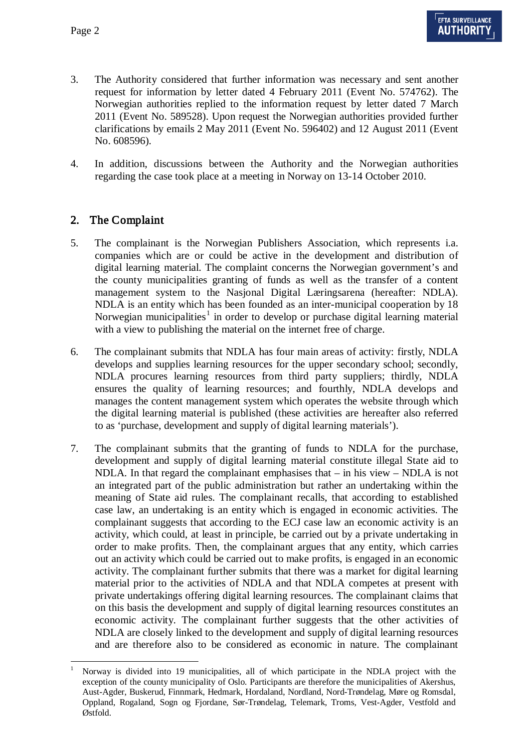3. The Authority considered that further information was necessary and sent another request for information by letter dated 4 February 2011 (Event No. 574762). The Norwegian authorities replied to the information request by letter dated 7 March 2011 (Event No. 589528). Upon request the Norwegian authorities provided further clarifications by emails 2 May 2011 (Event No. 596402) and 12 August 2011 (Event No. 608596).

4. In addition, discussions between the Authority and the Norwegian authorities regarding the case took place at a meeting in Norway on 13-14 October 2010.

## 2. The Complaint

5. The complainant is the Norwegian Publishers Association, which represents i.a. companies which are or could be active in the development and distribution of digital learning material. The complaint concerns the Norwegian government's and the county municipalities granting of funds as well as the transfer of a content management system to the Nasjonal Digital Læringsarena (hereafter: NDLA). NDLA is an entity which has been founded as an inter-municipal cooperation by 18 Norwegian municipalities[1] in order to develop or purchase digital learning material with a view to publishing the material on the internet free of charge.

6. The complainant submits that NDLA has four main areas of activity: firstly, NDLA develops and supplies learning resources for the upper secondary school; secondly, NDLA procures learning resources from third party suppliers; thirdly, NDLA ensures the quality of learning resources; and fourthly, NDLA develops and manages the content management system which operates the website through which the digital learning material is published (these activities are hereafter also referred to as 'purchase, development and supply of digital learning materials').

7. The complainant submits that the granting of funds to NDLA for the purchase, development and supply of digital learning material constitute illegal State aid to NDLA. In that regard the complainant emphasises that – in his view – NDLA is not an integrated part of the public administration but rather an undertaking within the meaning of State aid rules. The complainant recalls, that according to established case law, an undertaking is an entity which is engaged in economic activities. The complainant suggests that according to the ECJ case law an economic activity is an activity, which could, at least in principle, be carried out by a private undertaking in order to make profits. Then, the complainant argues that any entity, which carries out an activity which could be carried out to make profits, is engaged in an economic activity. The complainant further submits that there was a market for digital learning material prior to the activities of NDLA and that NDLA competes at present with private undertakings offering digital learning resources. The complainant claims that on this basis the development and supply of digital learning resources constitutes an economic activity. The complainant further suggests that the other activities of NDLA are closely linked to the development and supply of digital learning resources and are therefore also to be considered as economic in nature. The complainant

---

[1] Norway is divided into 19 municipalities, all of which participate in the NDLA project with the exception of the county municipality of Oslo. Participants are therefore the municipalities of Akershus, Aust-Agder, Buskerud, Finnmark, Hedmark, Hordaland, Nordland, Nord-Trøndelag, Møre og Romsdal, Oppland, Rogaland, Sogn og Fjordane, Sør-Trøndelag, Telemark, Troms, Vest-Agder, Vestfold and Østfold.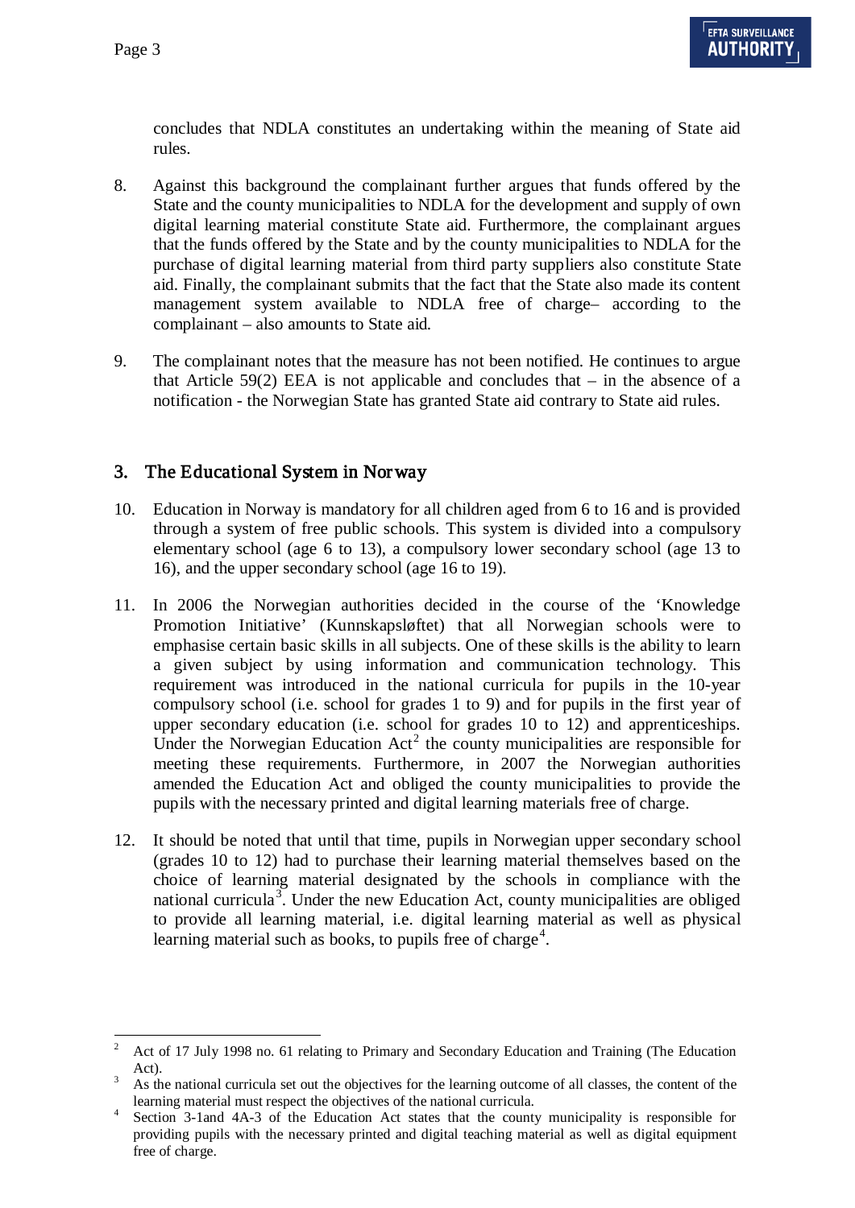concludes that NDLA constitutes an undertaking within the meaning of State aid rules.

8. Against this background the complainant further argues that funds offered by the State and the county municipalities to NDLA for the development and supply of own digital learning material constitute State aid. Furthermore, the complainant argues that the funds offered by the State and by the county municipalities to NDLA for the purchase of digital learning material from third party suppliers also constitute State aid. Finally, the complainant submits that the fact that the State also made its content management system available to NDLA free of charge– according to the complainant – also amounts to State aid.

9. The complainant notes that the measure has not been notified. He continues to argue that Article 59(2) EEA is not applicable and concludes that – in the absence of a notification - the Norwegian State has granted State aid contrary to State aid rules.

## 3. The Educational System in Norway

10. Education in Norway is mandatory for all children aged from 6 to 16 and is provided through a system of free public schools. This system is divided into a compulsory elementary school (age 6 to 13), a compulsory lower secondary school (age 13 to 16), and the upper secondary school (age 16 to 19).

11. In 2006 the Norwegian authorities decided in the course of the 'Knowledge Promotion Initiative' (Kunnskapsløftet) that all Norwegian schools were to emphasise certain basic skills in all subjects. One of these skills is the ability to learn a given subject by using information and communication technology. This requirement was introduced in the national curricula for pupils in the 10-year compulsory school (i.e. school for grades 1 to 9) and for pupils in the first year of upper secondary education (i.e. school for grades 10 to 12) and apprenticeships. Under the Norwegian Education Act[2] the county municipalities are responsible for meeting these requirements. Furthermore, in 2007 the Norwegian authorities amended the Education Act and obliged the county municipalities to provide the pupils with the necessary printed and digital learning materials free of charge.

12. It should be noted that until that time, pupils in Norwegian upper secondary school (grades 10 to 12) had to purchase their learning material themselves based on the choice of learning material designated by the schools in compliance with the national curricula[3]. Under the new Education Act, county municipalities are obliged to provide all learning material, i.e. digital learning material as well as physical learning material such as books, to pupils free of charge[4].

---

[2] Act of 17 July 1998 no. 61 relating to Primary and Secondary Education and Training (The Education Act).

[3] As the national curricula set out the objectives for the learning outcome of all classes, the content of the learning material must respect the objectives of the national curricula.

[4] Section 3-1and 4A-3 of the Education Act states that the county municipality is responsible for providing pupils with the necessary printed and digital teaching material as well as digital equipment free of charge.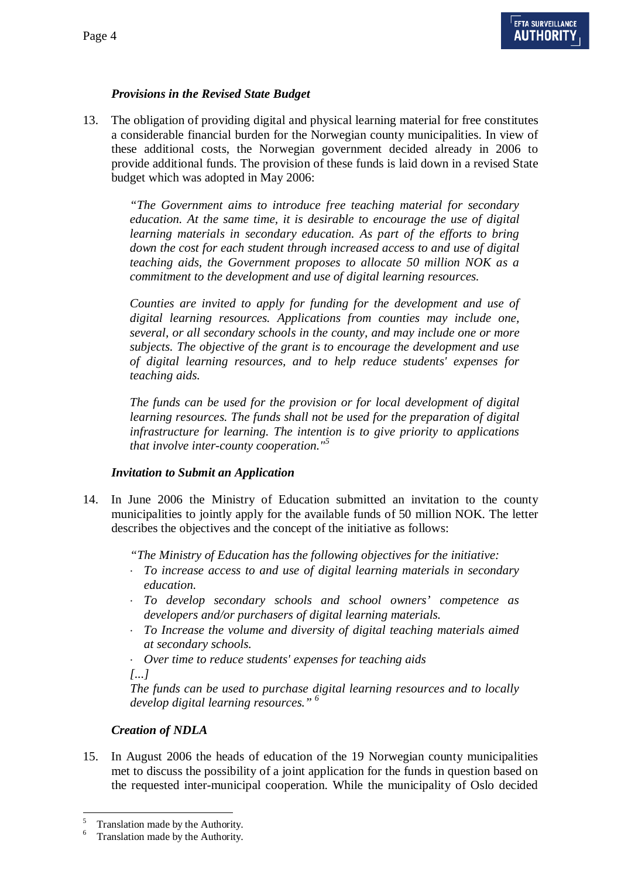*Provisions in the Revised State Budget*

13. The obligation of providing digital and physical learning material for free constitutes a considerable financial burden for the Norwegian county municipalities. In view of these additional costs, the Norwegian government decided already in 2006 to provide additional funds. The provision of these funds is laid down in a revised State budget which was adopted in May 2006:

> *"The Government aims to introduce free teaching material for secondary education. At the same time, it is desirable to encourage the use of digital learning materials in secondary education. As part of the efforts to bring down the cost for each student through increased access to and use of digital teaching aids, the Government proposes to allocate 50 million NOK as a commitment to the development and use of digital learning resources.*
>
> *Counties are invited to apply for funding for the development and use of digital learning resources. Applications from counties may include one, several, or all secondary schools in the county, and may include one or more subjects. The objective of the grant is to encourage the development and use of digital learning resources, and to help reduce students' expenses for teaching aids.*
>
> *The funds can be used for the provision or for local development of digital learning resources. The funds shall not be used for the preparation of digital infrastructure for learning. The intention is to give priority to applications that involve inter-county cooperation."*[5]

*Invitation to Submit an Application*

14. In June 2006 the Ministry of Education submitted an invitation to the county municipalities to jointly apply for the available funds of 50 million NOK. The letter describes the objectives and the concept of the initiative as follows:

> *"The Ministry of Education has the following objectives for the initiative:*
>
> - *To increase access to and use of digital learning materials in secondary education.*
> - *To develop secondary schools and school owners' competence as developers and/or purchasers of digital learning materials.*
> - *To Increase the volume and diversity of digital teaching materials aimed at secondary schools.*
> - *Over time to reduce students' expenses for teaching aids*
>
> *[...]*
>
> *The funds can be used to purchase digital learning resources and to locally develop digital learning resources."* [6]

*Creation of NDLA*

15. In August 2006 the heads of education of the 19 Norwegian county municipalities met to discuss the possibility of a joint application for the funds in question based on the requested inter-municipal cooperation. While the municipality of Oslo decided

---

[5] Translation made by the Authority.

[6] Translation made by the Authority.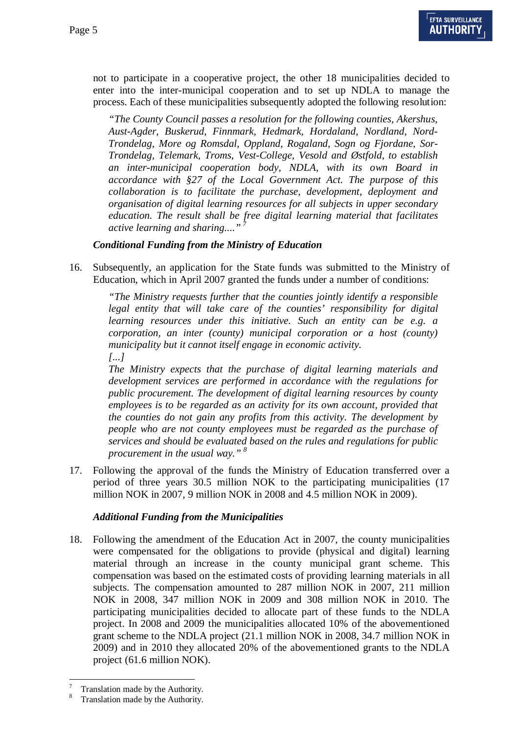not to participate in a cooperative project, the other 18 municipalities decided to enter into the inter-municipal cooperation and to set up NDLA to manage the process. Each of these municipalities subsequently adopted the following resolution:

> *"The County Council passes a resolution for the following counties, Akershus, Aust-Agder, Buskerud, Finnmark, Hedmark, Hordaland, Nordland, Nord-Trondelag, More og Romsdal, Oppland, Rogaland, Sogn og Fjordane, Sor-Trondelag, Telemark, Troms, Vest-College, Vesold and Østfold, to establish an inter-municipal cooperation body, NDLA, with its own Board in accordance with §27 of the Local Government Act. The purpose of this collaboration is to facilitate the purchase, development, deployment and organisation of digital learning resources for all subjects in upper secondary education. The result shall be free digital learning material that facilitates active learning and sharing...."* [7]

***Conditional Funding from the Ministry of Education***

16. Subsequently, an application for the State funds was submitted to the Ministry of Education, which in April 2007 granted the funds under a number of conditions:

> *"The Ministry requests further that the counties jointly identify a responsible legal entity that will take care of the counties' responsibility for digital learning resources under this initiative. Such an entity can be e.g. a corporation, an inter (county) municipal corporation or a host (county) municipality but it cannot itself engage in economic activity.*
>
> *[...]*
>
> *The Ministry expects that the purchase of digital learning materials and development services are performed in accordance with the regulations for public procurement. The development of digital learning resources by county employees is to be regarded as an activity for its own account, provided that the counties do not gain any profits from this activity. The development by people who are not county employees must be regarded as the purchase of services and should be evaluated based on the rules and regulations for public procurement in the usual way."* [8]

17. Following the approval of the funds the Ministry of Education transferred over a period of three years 30.5 million NOK to the participating municipalities (17 million NOK in 2007, 9 million NOK in 2008 and 4.5 million NOK in 2009).

***Additional Funding from the Municipalities***

18. Following the amendment of the Education Act in 2007, the county municipalities were compensated for the obligations to provide (physical and digital) learning material through an increase in the county municipal grant scheme. This compensation was based on the estimated costs of providing learning materials in all subjects. The compensation amounted to 287 million NOK in 2007, 211 million NOK in 2008, 347 million NOK in 2009 and 308 million NOK in 2010. The participating municipalities decided to allocate part of these funds to the NDLA project. In 2008 and 2009 the municipalities allocated 10% of the abovementioned grant scheme to the NDLA project (21.1 million NOK in 2008, 34.7 million NOK in 2009) and in 2010 they allocated 20% of the abovementioned grants to the NDLA project (61.6 million NOK).

---

[7] Translation made by the Authority.

[8] Translation made by the Authority.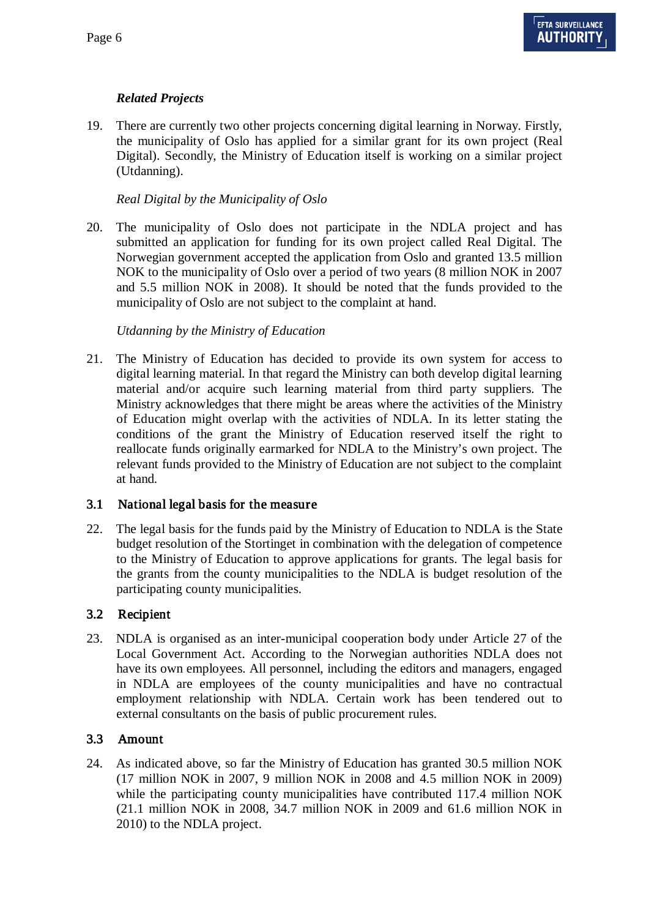*Related Projects*

19. There are currently two other projects concerning digital learning in Norway. Firstly, the municipality of Oslo has applied for a similar grant for its own project (Real Digital). Secondly, the Ministry of Education itself is working on a similar project (Utdanning).

*Real Digital by the Municipality of Oslo*

20. The municipality of Oslo does not participate in the NDLA project and has submitted an application for funding for its own project called Real Digital. The Norwegian government accepted the application from Oslo and granted 13.5 million NOK to the municipality of Oslo over a period of two years (8 million NOK in 2007 and 5.5 million NOK in 2008). It should be noted that the funds provided to the municipality of Oslo are not subject to the complaint at hand.

*Utdanning by the Ministry of Education*

21. The Ministry of Education has decided to provide its own system for access to digital learning material. In that regard the Ministry can both develop digital learning material and/or acquire such learning material from third party suppliers. The Ministry acknowledges that there might be areas where the activities of the Ministry of Education might overlap with the activities of NDLA. In its letter stating the conditions of the grant the Ministry of Education reserved itself the right to reallocate funds originally earmarked for NDLA to the Ministry's own project. The relevant funds provided to the Ministry of Education are not subject to the complaint at hand.

## 3.1 National legal basis for the measure

22. The legal basis for the funds paid by the Ministry of Education to NDLA is the State budget resolution of the Stortinget in combination with the delegation of competence to the Ministry of Education to approve applications for grants. The legal basis for the grants from the county municipalities to the NDLA is budget resolution of the participating county municipalities.

## 3.2 Recipient

23. NDLA is organised as an inter-municipal cooperation body under Article 27 of the Local Government Act. According to the Norwegian authorities NDLA does not have its own employees. All personnel, including the editors and managers, engaged in NDLA are employees of the county municipalities and have no contractual employment relationship with NDLA. Certain work has been tendered out to external consultants on the basis of public procurement rules.

## 3.3 Amount

24. As indicated above, so far the Ministry of Education has granted 30.5 million NOK (17 million NOK in 2007, 9 million NOK in 2008 and 4.5 million NOK in 2009) while the participating county municipalities have contributed 117.4 million NOK (21.1 million NOK in 2008, 34.7 million NOK in 2009 and 61.6 million NOK in 2010) to the NDLA project.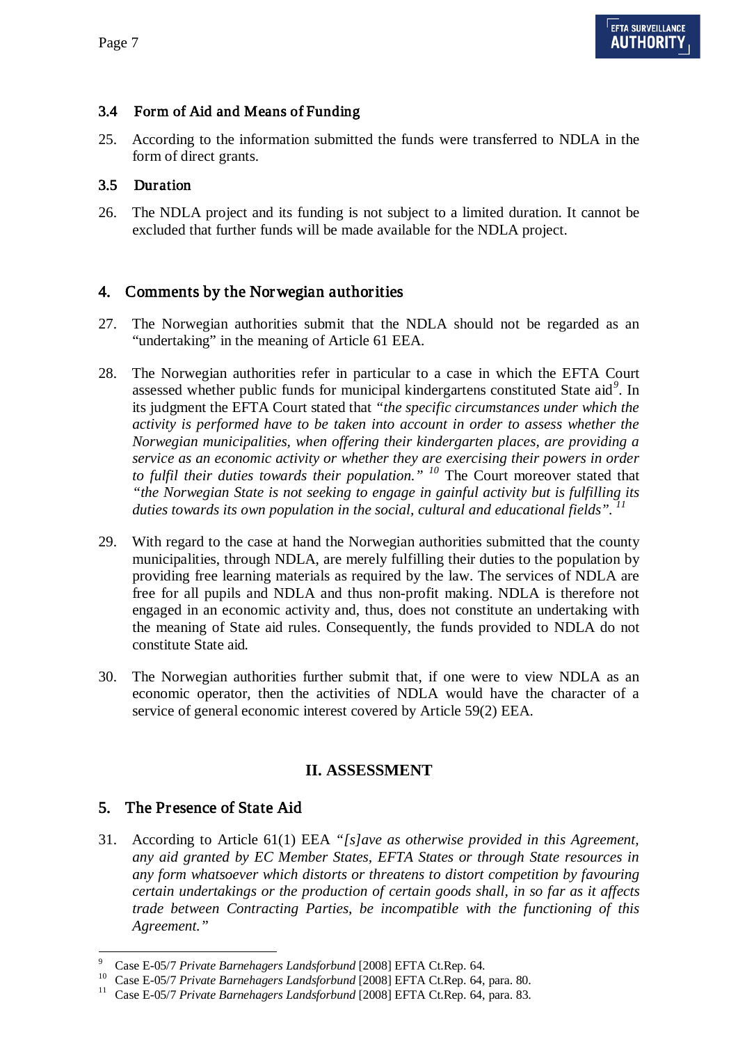### 3.4 Form of Aid and Means of Funding

25. According to the information submitted the funds were transferred to NDLA in the form of direct grants.

### 3.5 Duration

26. The NDLA project and its funding is not subject to a limited duration. It cannot be excluded that further funds will be made available for the NDLA project.

## 4. Comments by the Norwegian authorities

27. The Norwegian authorities submit that the NDLA should not be regarded as an "undertaking" in the meaning of Article 61 EEA.

28. The Norwegian authorities refer in particular to a case in which the EFTA Court assessed whether public funds for municipal kindergartens constituted State aid[9]. In its judgment the EFTA Court stated that *"the specific circumstances under which the activity is performed have to be taken into account in order to assess whether the Norwegian municipalities, when offering their kindergarten places, are providing a service as an economic activity or whether they are exercising their powers in order to fulfil their duties towards their population."* [10] The Court moreover stated that *"the Norwegian State is not seeking to engage in gainful activity but is fulfilling its duties towards its own population in the social, cultural and educational fields".* [11]

29. With regard to the case at hand the Norwegian authorities submitted that the county municipalities, through NDLA, are merely fulfilling their duties to the population by providing free learning materials as required by the law. The services of NDLA are free for all pupils and NDLA and thus non-profit making. NDLA is therefore not engaged in an economic activity and, thus, does not constitute an undertaking with the meaning of State aid rules. Consequently, the funds provided to NDLA do not constitute State aid.

30. The Norwegian authorities further submit that, if one were to view NDLA as an economic operator, then the activities of NDLA would have the character of a service of general economic interest covered by Article 59(2) EEA.

# II. ASSESSMENT

## 5. The Presence of State Aid

31. According to Article 61(1) EEA *"[s]ave as otherwise provided in this Agreement, any aid granted by EC Member States, EFTA States or through State resources in any form whatsoever which distorts or threatens to distort competition by favouring certain undertakings or the production of certain goods shall, in so far as it affects trade between Contracting Parties, be incompatible with the functioning of this Agreement."*

---

[9] Case E-05/7 *Private Barnehagers Landsforbund* [2008] EFTA Ct.Rep. 64.

[10] Case E-05/7 *Private Barnehagers Landsforbund* [2008] EFTA Ct.Rep. 64, para. 80.

[11] Case E-05/7 *Private Barnehagers Landsforbund* [2008] EFTA Ct.Rep. 64, para. 83.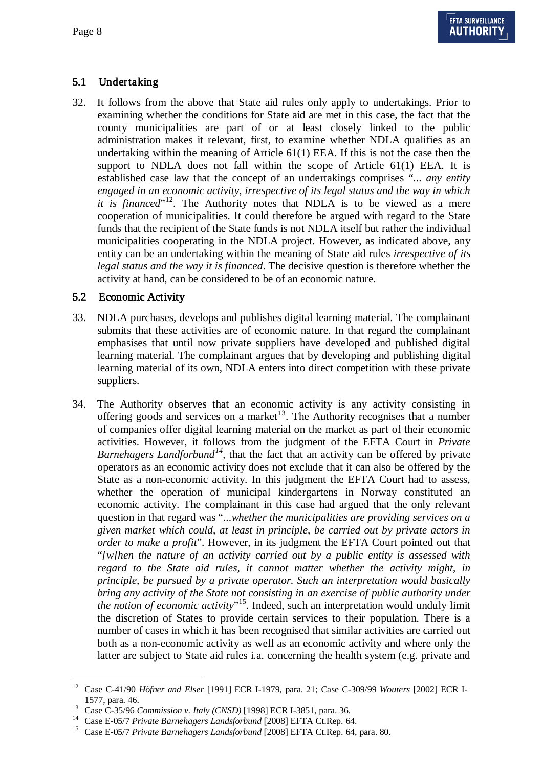## 5.1 Undertaking

32. It follows from the above that State aid rules only apply to undertakings. Prior to examining whether the conditions for State aid are met in this case, the fact that the county municipalities are part of or at least closely linked to the public administration makes it relevant, first, to examine whether NDLA qualifies as an undertaking within the meaning of Article 61(1) EEA. If this is not the case then the support to NDLA does not fall within the scope of Article 61(1) EEA. It is established case law that the concept of an undertakings comprises "*... any entity engaged in an economic activity, irrespective of its legal status and the way in which it is financed*"[12]. The Authority notes that NDLA is to be viewed as a mere cooperation of municipalities. It could therefore be argued with regard to the State funds that the recipient of the State funds is not NDLA itself but rather the individual municipalities cooperating in the NDLA project. However, as indicated above, any entity can be an undertaking within the meaning of State aid rules *irrespective of its legal status and the way it is financed*. The decisive question is therefore whether the activity at hand, can be considered to be of an economic nature.

## 5.2 Economic Activity

33. NDLA purchases, develops and publishes digital learning material. The complainant submits that these activities are of economic nature. In that regard the complainant emphasises that until now private suppliers have developed and published digital learning material. The complainant argues that by developing and publishing digital learning material of its own, NDLA enters into direct competition with these private suppliers.

34. The Authority observes that an economic activity is any activity consisting in offering goods and services on a market[13]. The Authority recognises that a number of companies offer digital learning material on the market as part of their economic activities. However, it follows from the judgment of the EFTA Court in *Private Barnehagers Landforbund*[14], that the fact that an activity can be offered by private operators as an economic activity does not exclude that it can also be offered by the State as a non-economic activity. In this judgment the EFTA Court had to assess, whether the operation of municipal kindergartens in Norway constituted an economic activity. The complainant in this case had argued that the only relevant question in that regard was "*...whether the municipalities are providing services on a given market which could, at least in principle, be carried out by private actors in order to make a profit*". However, in its judgment the EFTA Court pointed out that "*[w]hen the nature of an activity carried out by a public entity is assessed with regard to the State aid rules, it cannot matter whether the activity might, in principle, be pursued by a private operator. Such an interpretation would basically bring any activity of the State not consisting in an exercise of public authority under the notion of economic activity*"[15]. Indeed, such an interpretation would unduly limit the discretion of States to provide certain services to their population. There is a number of cases in which it has been recognised that similar activities are carried out both as a non-economic activity as well as an economic activity and where only the latter are subject to State aid rules i.a. concerning the health system (e.g. private and

---

[12] Case C-41/90 *Höfner and Elser* [1991] ECR I-1979, para. 21; Case C-309/99 *Wouters* [2002] ECR I-1577, para. 46.

[13] Case C-35/96 *Commission v. Italy (CNSD)* [1998] ECR I-3851, para. 36.

[14] Case E-05/7 *Private Barnehagers Landsforbund* [2008] EFTA Ct.Rep. 64.

[15] Case E-05/7 *Private Barnehagers Landsforbund* [2008] EFTA Ct.Rep. 64, para. 80.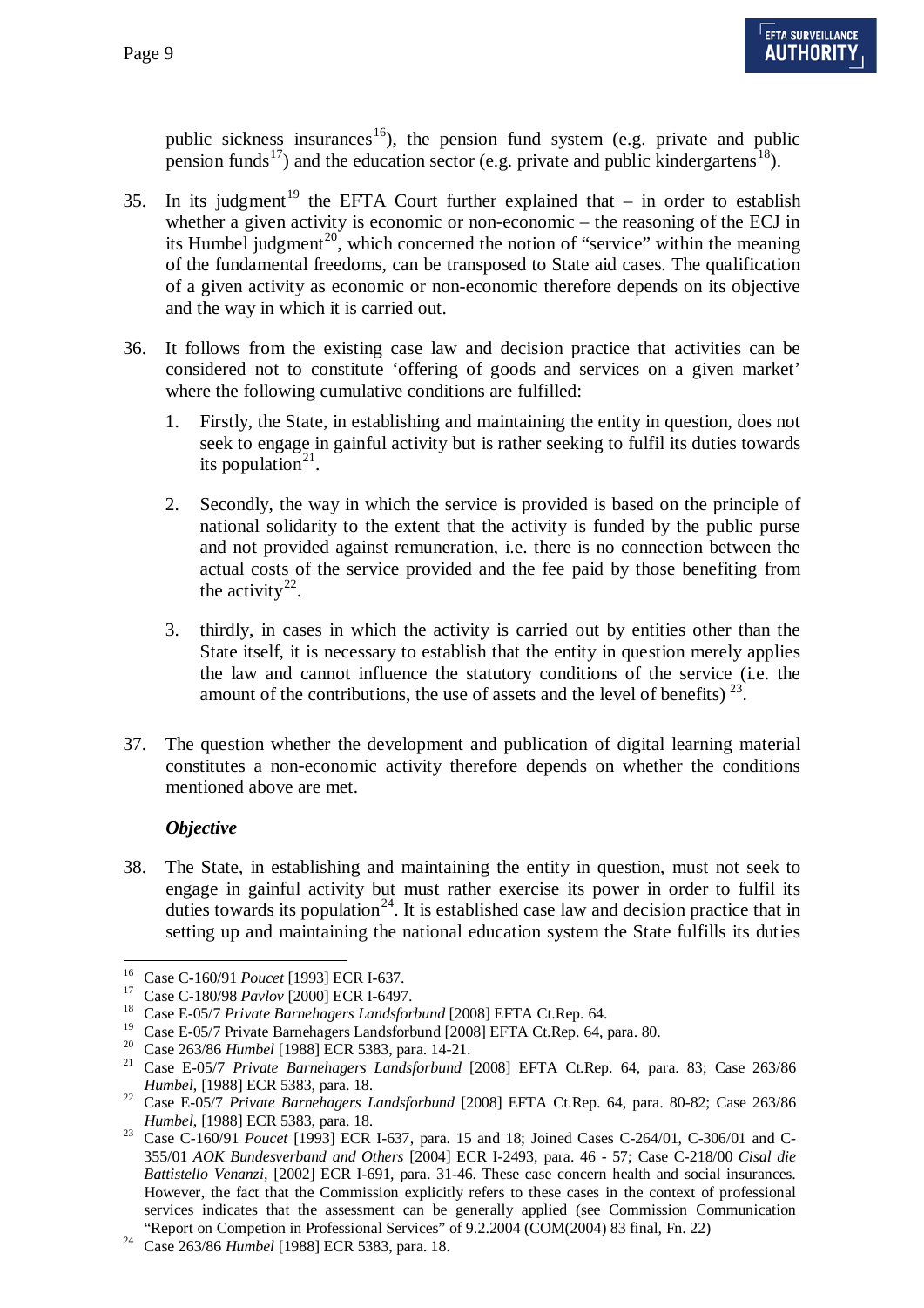public sickness insurances[16]), the pension fund system (e.g. private and public pension funds[17]) and the education sector (e.g. private and public kindergartens[18]).

35. In its judgment[19] the EFTA Court further explained that – in order to establish whether a given activity is economic or non-economic – the reasoning of the ECJ in its Humbel judgment[20], which concerned the notion of "service" within the meaning of the fundamental freedoms, can be transposed to State aid cases. The qualification of a given activity as economic or non-economic therefore depends on its objective and the way in which it is carried out.

36. It follows from the existing case law and decision practice that activities can be considered not to constitute 'offering of goods and services on a given market' where the following cumulative conditions are fulfilled:

    1. Firstly, the State, in establishing and maintaining the entity in question, does not seek to engage in gainful activity but is rather seeking to fulfil its duties towards its population[21].

    2. Secondly, the way in which the service is provided is based on the principle of national solidarity to the extent that the activity is funded by the public purse and not provided against remuneration, i.e. there is no connection between the actual costs of the service provided and the fee paid by those benefiting from the activity[22].

    3. thirdly, in cases in which the activity is carried out by entities other than the State itself, it is necessary to establish that the entity in question merely applies the law and cannot influence the statutory conditions of the service (i.e. the amount of the contributions, the use of assets and the level of benefits) [23].

37. The question whether the development and publication of digital learning material constitutes a non-economic activity therefore depends on whether the conditions mentioned above are met.

***Objective***

38. The State, in establishing and maintaining the entity in question, must not seek to engage in gainful activity but must rather exercise its power in order to fulfil its duties towards its population[24]. It is established case law and decision practice that in setting up and maintaining the national education system the State fulfils its duties

---

[16] Case C-160/91 *Poucet* [1993] ECR I-637.

[17] Case C-180/98 *Pavlov* [2000] ECR I-6497.

[18] Case E-05/7 *Private Barnehagers Landsforbund* [2008] EFTA Ct.Rep. 64.

[19] Case E-05/7 Private Barnehagers Landsforbund [2008] EFTA Ct.Rep. 64, para. 80.

[20] Case 263/86 *Humbel* [1988] ECR 5383, para. 14-21.

[21] Case E-05/7 *Private Barnehagers Landsforbund* [2008] EFTA Ct.Rep. 64, para. 83; Case 263/86 *Humbel*, [1988] ECR 5383, para. 18.

[22] Case E-05/7 *Private Barnehagers Landsforbund* [2008] EFTA Ct.Rep. 64, para. 80-82; Case 263/86 *Humbel*, [1988] ECR 5383, para. 18.

[23] Case C-160/91 *Poucet* [1993] ECR I-637, para. 15 and 18; Joined Cases C-264/01, C-306/01 and C-355/01 *AOK Bundesverband and Others* [2004] ECR I-2493, para. 46 - 57; Case C-218/00 *Cisal die Battistello Venanzi*, [2002] ECR I-691, para. 31-46. These case concern health and social insurances. However, the fact that the Commission explicitly refers to these cases in the context of professional services indicates that the assessment can be generally applied (see Commission Communication "Report on Competion in Professional Services" of 9.2.2004 (COM(2004) 83 final, Fn. 22)

[24] Case 263/86 *Humbel* [1988] ECR 5383, para. 18.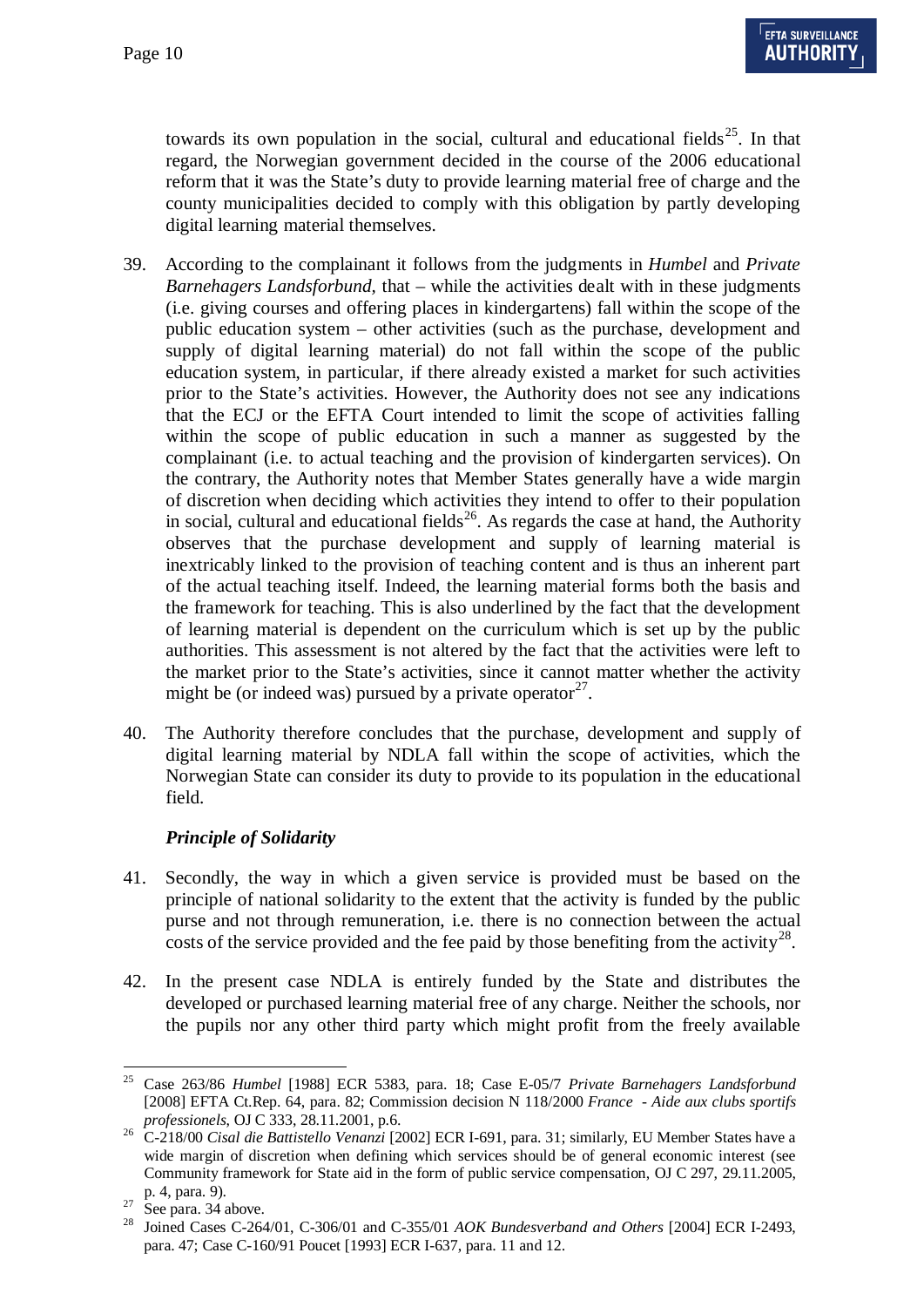towards its own population in the social, cultural and educational fields[25]. In that regard, the Norwegian government decided in the course of the 2006 educational reform that it was the State's duty to provide learning material free of charge and the county municipalities decided to comply with this obligation by partly developing digital learning material themselves.

39. According to the complainant it follows from the judgments in *Humbel* and *Private Barnehagers Landsforbund,* that – while the activities dealt with in these judgments (i.e. giving courses and offering places in kindergartens) fall within the scope of the public education system – other activities (such as the purchase, development and supply of digital learning material) do not fall within the scope of the public education system, in particular, if there already existed a market for such activities prior to the State's activities. However, the Authority does not see any indications that the ECJ or the EFTA Court intended to limit the scope of activities falling within the scope of public education in such a manner as suggested by the complainant (i.e. to actual teaching and the provision of kindergarten services). On the contrary, the Authority notes that Member States generally have a wide margin of discretion when deciding which activities they intend to offer to their population in social, cultural and educational fields[26]. As regards the case at hand, the Authority observes that the purchase development and supply of learning material is inextricably linked to the provision of teaching content and is thus an inherent part of the actual teaching itself. Indeed, the learning material forms both the basis and the framework for teaching. This is also underlined by the fact that the development of learning material is dependent on the curriculum which is set up by the public authorities. This assessment is not altered by the fact that the activities were left to the market prior to the State's activities, since it cannot matter whether the activity might be (or indeed was) pursued by a private operator[27].

40. The Authority therefore concludes that the purchase, development and supply of digital learning material by NDLA fall within the scope of activities, which the Norwegian State can consider its duty to provide to its population in the educational field.

***Principle of Solidarity***

41. Secondly, the way in which a given service is provided must be based on the principle of national solidarity to the extent that the activity is funded by the public purse and not through remuneration, i.e. there is no connection between the actual costs of the service provided and the fee paid by those benefiting from the activity[28].

42. In the present case NDLA is entirely funded by the State and distributes the developed or purchased learning material free of any charge. Neither the schools, nor the pupils nor any other third party which might profit from the freely available

---

[25] Case 263/86 *Humbel* [1988] ECR 5383, para. 18; Case E-05/7 *Private Barnehagers Landsforbund* [2008] EFTA Ct.Rep. 64, para. 82; Commission decision N 118/2000 *France - Aide aux clubs sportifs professionels*, OJ C 333, 28.11.2001, p.6.

[26] C-218/00 *Cisal die Battistello Venanzi* [2002] ECR I-691, para. 31; similarly, EU Member States have a wide margin of discretion when defining which services should be of general economic interest (see Community framework for State aid in the form of public service compensation, OJ C 297, 29.11.2005, p. 4, para. 9).

[27] See para. 34 above.

[28] Joined Cases C-264/01, C-306/01 and C-355/01 *AOK Bundesverband and Others* [2004] ECR I-2493, para. 47; Case C-160/91 Poucet [1993] ECR I-637, para. 11 and 12.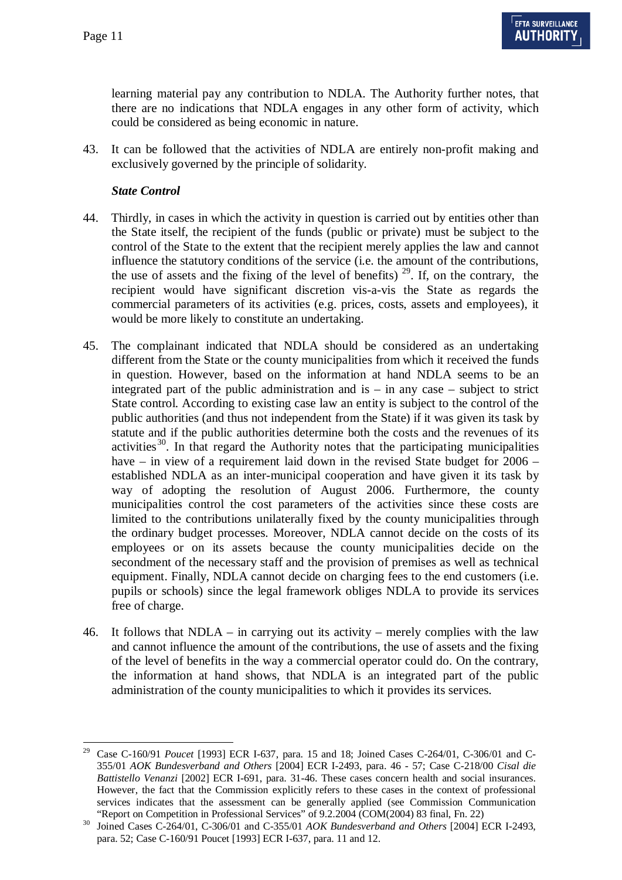learning material pay any contribution to NDLA. The Authority further notes, that there are no indications that NDLA engages in any other form of activity, which could be considered as being economic in nature.

43. It can be followed that the activities of NDLA are entirely non-profit making and exclusively governed by the principle of solidarity.

***State Control***

44. Thirdly, in cases in which the activity in question is carried out by entities other than the State itself, the recipient of the funds (public or private) must be subject to the control of the State to the extent that the recipient merely applies the law and cannot influence the statutory conditions of the service (i.e. the amount of the contributions, the use of assets and the fixing of the level of benefits) [29]. If, on the contrary, the recipient would have significant discretion vis-a-vis the State as regards the commercial parameters of its activities (e.g. prices, costs, assets and employees), it would be more likely to constitute an undertaking.

45. The complainant indicated that NDLA should be considered as an undertaking different from the State or the county municipalities from which it received the funds in question. However, based on the information at hand NDLA seems to be an integrated part of the public administration and is – in any case – subject to strict State control. According to existing case law an entity is subject to the control of the public authorities (and thus not independent from the State) if it was given its task by statute and if the public authorities determine both the costs and the revenues of its activities[30]. In that regard the Authority notes that the participating municipalities have – in view of a requirement laid down in the revised State budget for 2006 – established NDLA as an inter-municipal cooperation and have given it its task by way of adopting the resolution of August 2006. Furthermore, the county municipalities control the cost parameters of the activities since these costs are limited to the contributions unilaterally fixed by the county municipalities through the ordinary budget processes. Moreover, NDLA cannot decide on the costs of its employees or on its assets because the county municipalities decide on the secondment of the necessary staff and the provision of premises as well as technical equipment. Finally, NDLA cannot decide on charging fees to the end customers (i.e. pupils or schools) since the legal framework obliges NDLA to provide its services free of charge.

46. It follows that NDLA – in carrying out its activity – merely complies with the law and cannot influence the amount of the contributions, the use of assets and the fixing of the level of benefits in the way a commercial operator could do. On the contrary, the information at hand shows, that NDLA is an integrated part of the public administration of the county municipalities to which it provides its services.

---

[29] Case C-160/91 *Poucet* [1993] ECR I-637, para. 15 and 18; Joined Cases C-264/01, C-306/01 and C-355/01 *AOK Bundesverband and Others* [2004] ECR I-2493, para. 46 - 57; Case C-218/00 *Cisal die Battistello Venanzi* [2002] ECR I-691, para. 31-46. These cases concern health and social insurances. However, the fact that the Commission explicitly refers to these cases in the context of professional services indicates that the assessment can be generally applied (see Commission Communication "Report on Competition in Professional Services" of 9.2.2004 (COM(2004) 83 final, Fn. 22)

[30] Joined Cases C-264/01, C-306/01 and C-355/01 *AOK Bundesverband and Others* [2004] ECR I-2493, para. 52; Case C-160/91 Poucet [1993] ECR I-637, para. 11 and 12.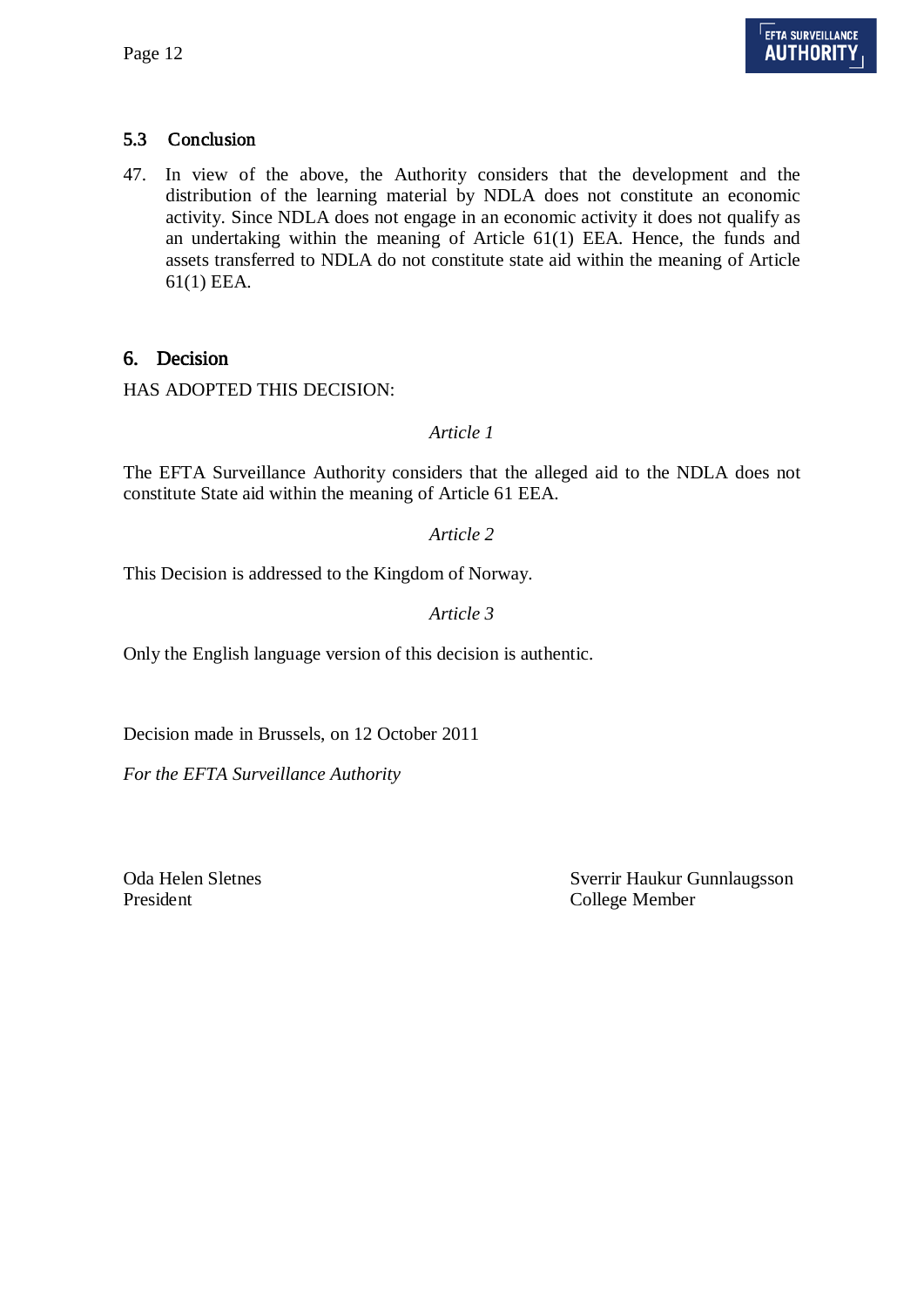### 5.3 Conclusion

47. In view of the above, the Authority considers that the development and the distribution of the learning material by NDLA does not constitute an economic activity. Since NDLA does not engage in an economic activity it does not qualify as an undertaking within the meaning of Article 61(1) EEA. Hence, the funds and assets transferred to NDLA do not constitute state aid within the meaning of Article 61(1) EEA.

## 6. Decision

HAS ADOPTED THIS DECISION:

*Article 1*

The EFTA Surveillance Authority considers that the alleged aid to the NDLA does not constitute State aid within the meaning of Article 61 EEA.

*Article 2*

This Decision is addressed to the Kingdom of Norway.

*Article 3*

Only the English language version of this decision is authentic.

Decision made in Brussels, on 12 October 2011

*For the EFTA Surveillance Authority*

Oda Helen Sletnes
President

Sverrir Haukur Gunnlaugsson
College Member